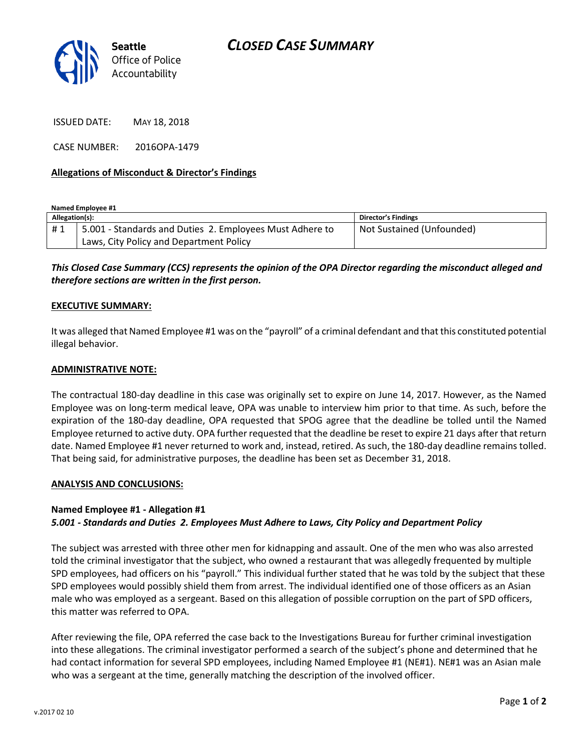# CLOSED CASE SUMMARY

Seattle Office of Police Accountability

ISSUED DATE: MAY 18, 2018

CASE NUMBER: 2016OPA-1479

## Allegations of Misconduct & Director's Findings

**Named Employee #1**

| Allegation(s): | | Director's Findings |
|---|---|---|
| # 1 | 5.001 - Standards and Duties 2. Employees Must Adhere to Laws, City Policy and Department Policy | Not Sustained (Unfounded) |

***This Closed Case Summary (CCS) represents the opinion of the OPA Director regarding the misconduct alleged and therefore sections are written in the first person.***

### EXECUTIVE SUMMARY:

It was alleged that Named Employee #1 was on the "payroll" of a criminal defendant and that this constituted potential illegal behavior.

### ADMINISTRATIVE NOTE:

The contractual 180-day deadline in this case was originally set to expire on June 14, 2017. However, as the Named Employee was on long-term medical leave, OPA was unable to interview him prior to that time. As such, before the expiration of the 180-day deadline, OPA requested that SPOG agree that the deadline be tolled until the Named Employee returned to active duty. OPA further requested that the deadline be reset to expire 21 days after that return date. Named Employee #1 never returned to work and, instead, retired. As such, the 180-day deadline remains tolled. That being said, for administrative purposes, the deadline has been set as December 31, 2018.

### ANALYSIS AND CONCLUSIONS:

**Named Employee #1 - Allegation #1**
***5.001 - Standards and Duties 2. Employees Must Adhere to Laws, City Policy and Department Policy***

The subject was arrested with three other men for kidnapping and assault. One of the men who was also arrested told the criminal investigator that the subject, who owned a restaurant that was allegedly frequented by multiple SPD employees, had officers on his "payroll." This individual further stated that he was told by the subject that these SPD employees would possibly shield them from arrest. The individual identified one of those officers as an Asian male who was employed as a sergeant. Based on this allegation of possible corruption on the part of SPD officers, this matter was referred to OPA.

After reviewing the file, OPA referred the case back to the Investigations Bureau for further criminal investigation into these allegations. The criminal investigator performed a search of the subject's phone and determined that he had contact information for several SPD employees, including Named Employee #1 (NE#1). NE#1 was an Asian male who was a sergeant at the time, generally matching the description of the involved officer.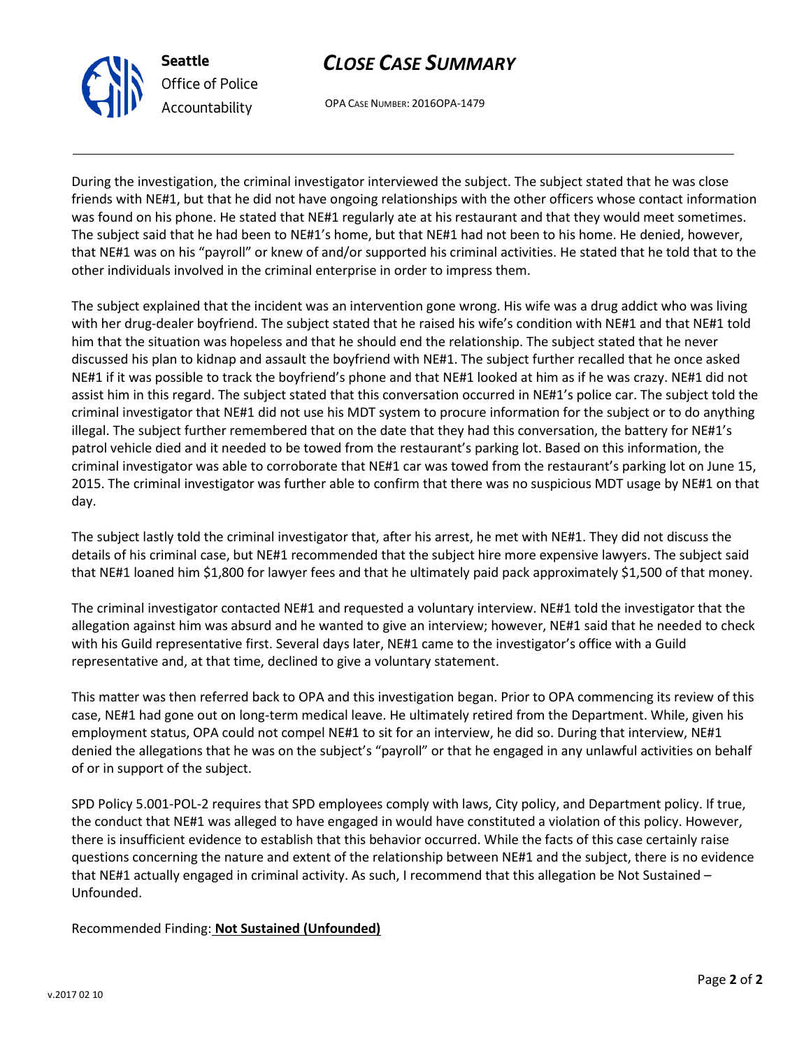During the investigation, the criminal investigator interviewed the subject. The subject stated that he was close friends with NE#1, but that he did not have ongoing relationships with the other officers whose contact information was found on his phone. He stated that NE#1 regularly ate at his restaurant and that they would meet sometimes. The subject said that he had been to NE#1's home, but that NE#1 had not been to his home. He denied, however, that NE#1 was on his "payroll" or knew of and/or supported his criminal activities. He stated that he told that to the other individuals involved in the criminal enterprise in order to impress them.

The subject explained that the incident was an intervention gone wrong. His wife was a drug addict who was living with her drug-dealer boyfriend. The subject stated that he raised his wife's condition with NE#1 and that NE#1 told him that the situation was hopeless and that he should end the relationship. The subject stated that he never discussed his plan to kidnap and assault the boyfriend with NE#1. The subject further recalled that he once asked NE#1 if it was possible to track the boyfriend's phone and that NE#1 looked at him as if he was crazy. NE#1 did not assist him in this regard. The subject stated that this conversation occurred in NE#1's police car. The subject told the criminal investigator that NE#1 did not use his MDT system to procure information for the subject or to do anything illegal. The subject further remembered that on the date that they had this conversation, the battery for NE#1's patrol vehicle died and it needed to be towed from the restaurant's parking lot. Based on this information, the criminal investigator was able to corroborate that NE#1 car was towed from the restaurant's parking lot on June 15, 2015. The criminal investigator was further able to confirm that there was no suspicious MDT usage by NE#1 on that day.

The subject lastly told the criminal investigator that, after his arrest, he met with NE#1. They did not discuss the details of his criminal case, but NE#1 recommended that the subject hire more expensive lawyers. The subject said that NE#1 loaned him $1,800 for lawyer fees and that he ultimately paid pack approximately $1,500 of that money.

The criminal investigator contacted NE#1 and requested a voluntary interview. NE#1 told the investigator that the allegation against him was absurd and he wanted to give an interview; however, NE#1 said that he needed to check with his Guild representative first. Several days later, NE#1 came to the investigator's office with a Guild representative and, at that time, declined to give a voluntary statement.

This matter was then referred back to OPA and this investigation began. Prior to OPA commencing its review of this case, NE#1 had gone out on long-term medical leave. He ultimately retired from the Department. While, given his employment status, OPA could not compel NE#1 to sit for an interview, he did so. During that interview, NE#1 denied the allegations that he was on the subject's "payroll" or that he engaged in any unlawful activities on behalf of or in support of the subject.

SPD Policy 5.001-POL-2 requires that SPD employees comply with laws, City policy, and Department policy. If true, the conduct that NE#1 was alleged to have engaged in would have constituted a violation of this policy. However, there is insufficient evidence to establish that this behavior occurred. While the facts of this case certainly raise questions concerning the nature and extent of the relationship between NE#1 and the subject, there is no evidence that NE#1 actually engaged in criminal activity. As such, I recommend that this allegation be Not Sustained – Unfounded.

Recommended Finding: **Not Sustained (Unfounded)**